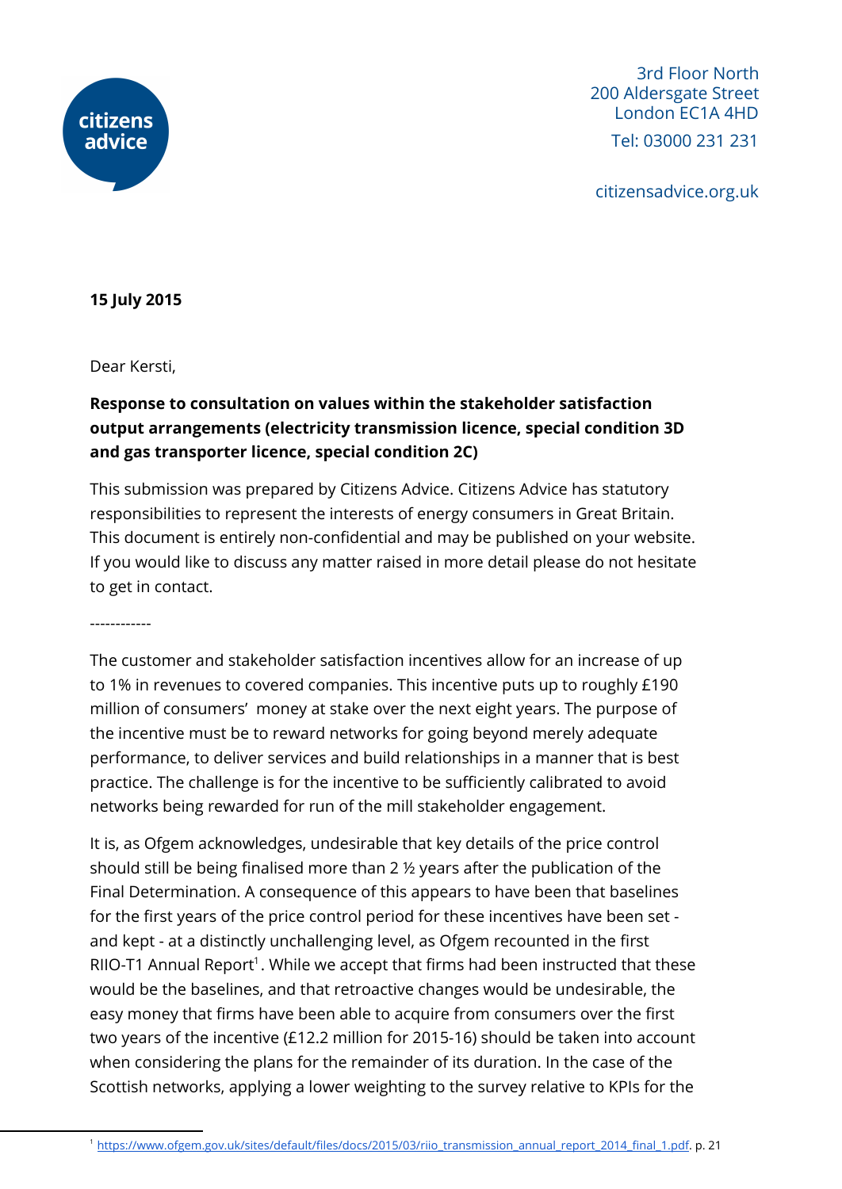citizens advice

3rd Floor North
200 Aldersgate Street
London EC1A 4HD
Tel: 03000 231 231

citizensadvice.org.uk

**15 July 2015**

Dear Kersti,

**Response to consultation on values within the stakeholder satisfaction output arrangements (electricity transmission licence, special condition 3D and gas transporter licence, special condition 2C)**

This submission was prepared by Citizens Advice. Citizens Advice has statutory responsibilities to represent the interests of energy consumers in Great Britain. This document is entirely non-confidential and may be published on your website. If you would like to discuss any matter raised in more detail please do not hesitate to get in contact.

------------

The customer and stakeholder satisfaction incentives allow for an increase of up to 1% in revenues to covered companies. This incentive puts up to roughly £190 million of consumers' money at stake over the next eight years. The purpose of the incentive must be to reward networks for going beyond merely adequate performance, to deliver services and build relationships in a manner that is best practice. The challenge is for the incentive to be sufficiently calibrated to avoid networks being rewarded for run of the mill stakeholder engagement.

It is, as Ofgem acknowledges, undesirable that key details of the price control should still be being finalised more than 2 ½ years after the publication of the Final Determination. A consequence of this appears to have been that baselines for the first years of the price control period for these incentives have been set - and kept - at a distinctly unchallenging level, as Ofgem recounted in the first RIIO-T1 Annual Report[1]. While we accept that firms had been instructed that these would be the baselines, and that retroactive changes would be undesirable, the easy money that firms have been able to acquire from consumers over the first two years of the incentive (£12.2 million for 2015-16) should be taken into account when considering the plans for the remainder of its duration. In the case of the Scottish networks, applying a lower weighting to the survey relative to KPIs for the

[1] https://www.ofgem.gov.uk/sites/default/files/docs/2015/03/riio_transmission_annual_report_2014_final_1.pdf. p. 21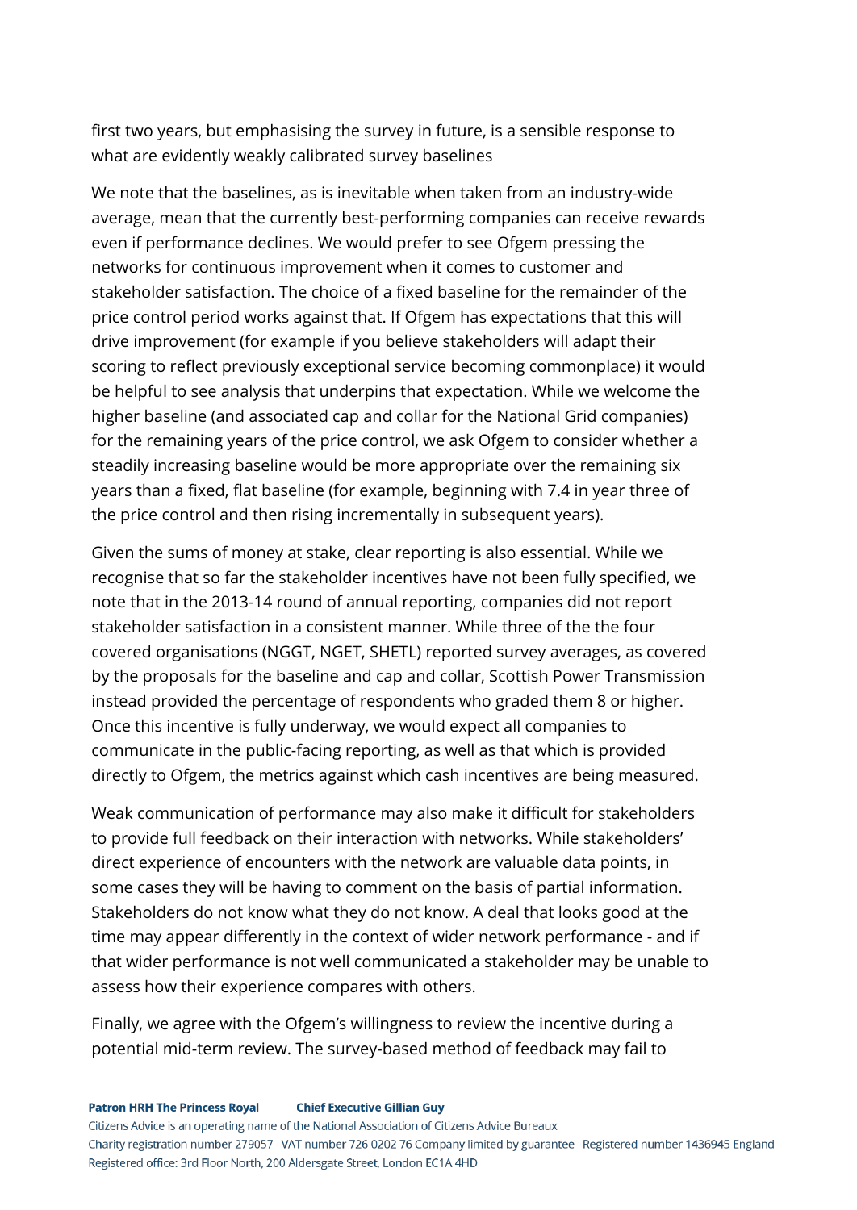first two years, but emphasising the survey in future, is a sensible response to what are evidently weakly calibrated survey baselines

We note that the baselines, as is inevitable when taken from an industry-wide average, mean that the currently best-performing companies can receive rewards even if performance declines. We would prefer to see Ofgem pressing the networks for continuous improvement when it comes to customer and stakeholder satisfaction. The choice of a fixed baseline for the remainder of the price control period works against that. If Ofgem has expectations that this will drive improvement (for example if you believe stakeholders will adapt their scoring to reflect previously exceptional service becoming commonplace) it would be helpful to see analysis that underpins that expectation. While we welcome the higher baseline (and associated cap and collar for the National Grid companies) for the remaining years of the price control, we ask Ofgem to consider whether a steadily increasing baseline would be more appropriate over the remaining six years than a fixed, flat baseline (for example, beginning with 7.4 in year three of the price control and then rising incrementally in subsequent years).

Given the sums of money at stake, clear reporting is also essential. While we recognise that so far the stakeholder incentives have not been fully specified, we note that in the 2013-14 round of annual reporting, companies did not report stakeholder satisfaction in a consistent manner. While three of the the four covered organisations (NGGT, NGET, SHETL) reported survey averages, as covered by the proposals for the baseline and cap and collar, Scottish Power Transmission instead provided the percentage of respondents who graded them 8 or higher. Once this incentive is fully underway, we would expect all companies to communicate in the public-facing reporting, as well as that which is provided directly to Ofgem, the metrics against which cash incentives are being measured.

Weak communication of performance may also make it difficult for stakeholders to provide full feedback on their interaction with networks. While stakeholders' direct experience of encounters with the network are valuable data points, in some cases they will be having to comment on the basis of partial information. Stakeholders do not know what they do not know. A deal that looks good at the time may appear differently in the context of wider network performance - and if that wider performance is not well communicated a stakeholder may be unable to assess how their experience compares with others.

Finally, we agree with the Ofgem's willingness to review the incentive during a potential mid-term review. The survey-based method of feedback may fail to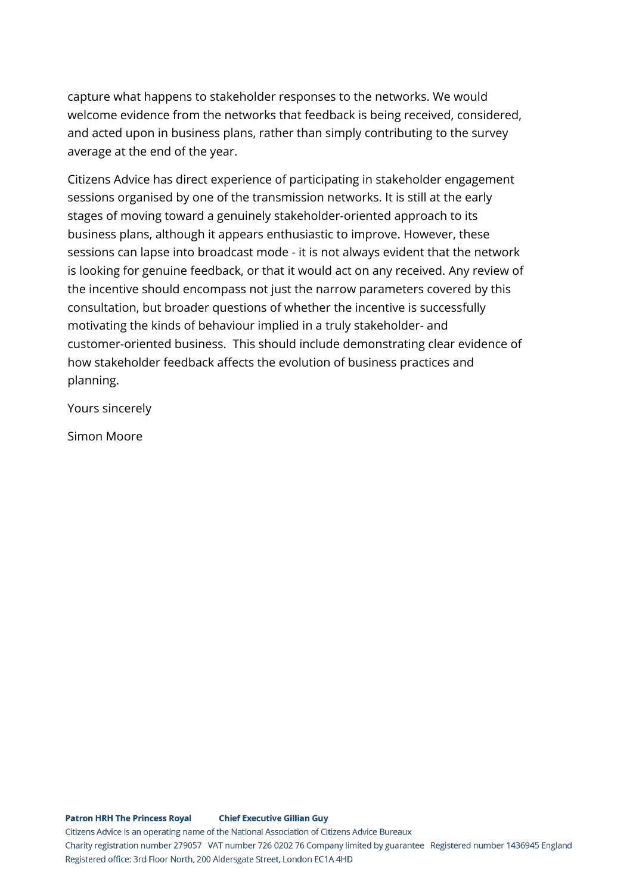capture what happens to stakeholder responses to the networks. We would welcome evidence from the networks that feedback is being received, considered, and acted upon in business plans, rather than simply contributing to the survey average at the end of the year.

Citizens Advice has direct experience of participating in stakeholder engagement sessions organised by one of the transmission networks. It is still at the early stages of moving toward a genuinely stakeholder-oriented approach to its business plans, although it appears enthusiastic to improve. However, these sessions can lapse into broadcast mode - it is not always evident that the network is looking for genuine feedback, or that it would act on any received. Any review of the incentive should encompass not just the narrow parameters covered by this consultation, but broader questions of whether the incentive is successfully motivating the kinds of behaviour implied in a truly stakeholder- and customer-oriented business. This should include demonstrating clear evidence of how stakeholder feedback affects the evolution of business practices and planning.

Yours sincerely

Simon Moore

**Patron HRH The Princess Royal** **Chief Executive Gillian Guy**

Citizens Advice is an operating name of the National Association of Citizens Advice Bureaux

Charity registration number 279057 VAT number 726 0202 76 Company limited by guarantee Registered number 1436945 England

Registered office: 3rd Floor North, 200 Aldersgate Street, London EC1A 4HD